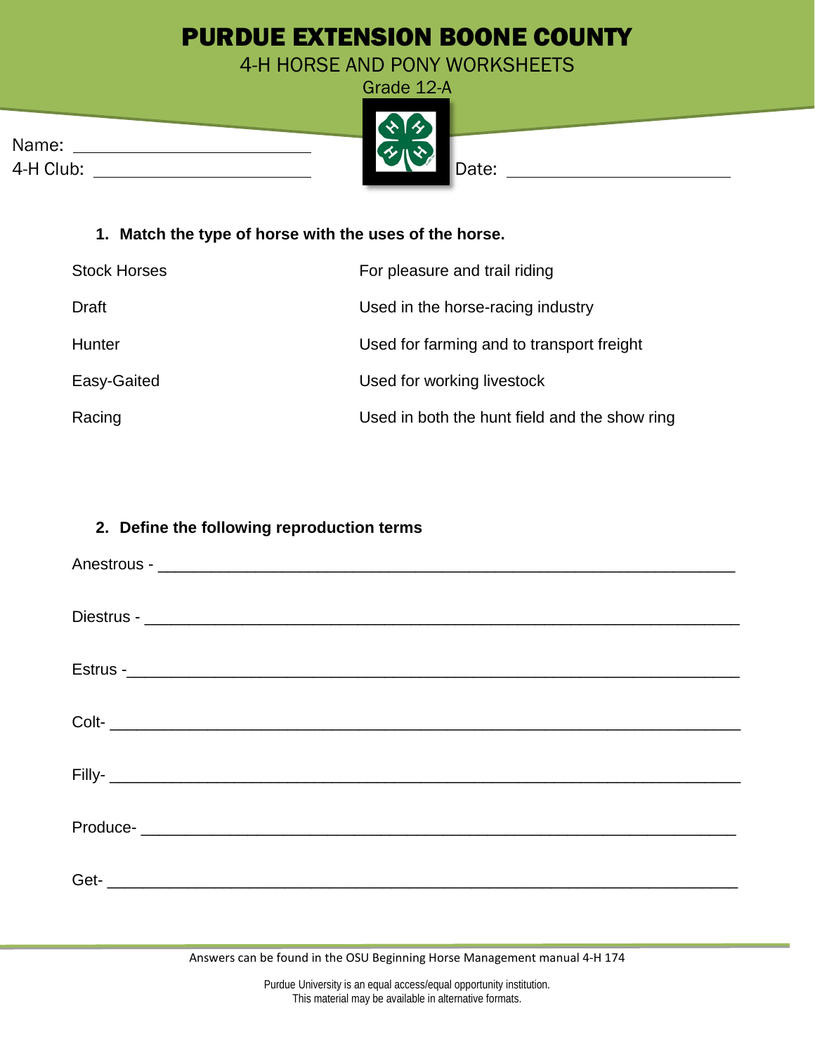# PURDUE EXTENSION BOONE COUNTY

## 4-H HORSE AND PONY WORKSHEETS

Grade 12-A

Name: ______________________________

4-H Club: ______________________________

Date: ______________________________

### 1. Match the type of horse with the uses of the horse.

| | |
|---|---|
| Stock Horses | For pleasure and trail riding |
| Draft | Used in the horse-racing industry |
| Hunter | Used for farming and to transport freight |
| Easy-Gaited | Used for working livestock |
| Racing | Used in both the hunt field and the show ring |

### 2. Define the following reproduction terms

Anestrous - ________________________________________________________________

Diestrus - ________________________________________________________________

Estrus -__________________________________________________________________

Colt- ____________________________________________________________________

Filly- ____________________________________________________________________

Produce- _________________________________________________________________

Get- _____________________________________________________________________

Answers can be found in the OSU Beginning Horse Management manual 4-H 174

Purdue University is an equal access/equal opportunity institution.
This material may be available in alternative formats.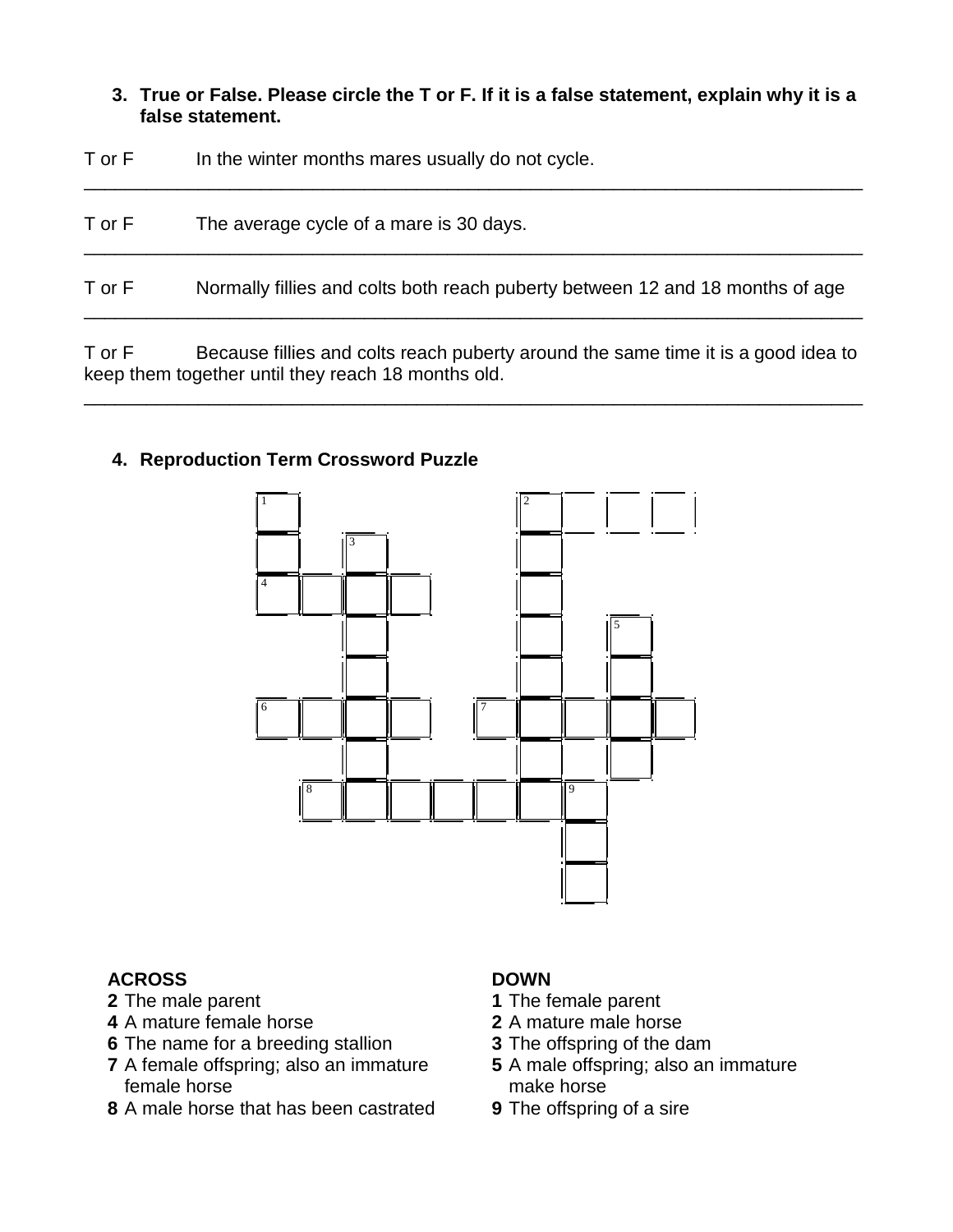3. **True or False. Please circle the T or F. If it is a false statement, explain why it is a false statement.**

T or F In the winter months mares usually do not cycle.

______________________________________________________________________________

T or F The average cycle of a mare is 30 days.

______________________________________________________________________________

T or F Normally fillies and colts both reach puberty between 12 and 18 months of age

______________________________________________________________________________

T or F Because fillies and colts reach puberty around the same time it is a good idea to keep them together until they reach 18 months old.

______________________________________________________________________________

4. **Reproduction Term Crossword Puzzle**

**ACROSS**

**2** The male parent

**4** A mature female horse

**6** The name for a breeding stallion

**7** A female offspring; also an immature female horse

**8** A male horse that has been castrated

**DOWN**

**1** The female parent

**2** A mature male horse

**3** The offspring of the dam

**5** A male offspring; also an immature make horse

**9** The offspring of a sire